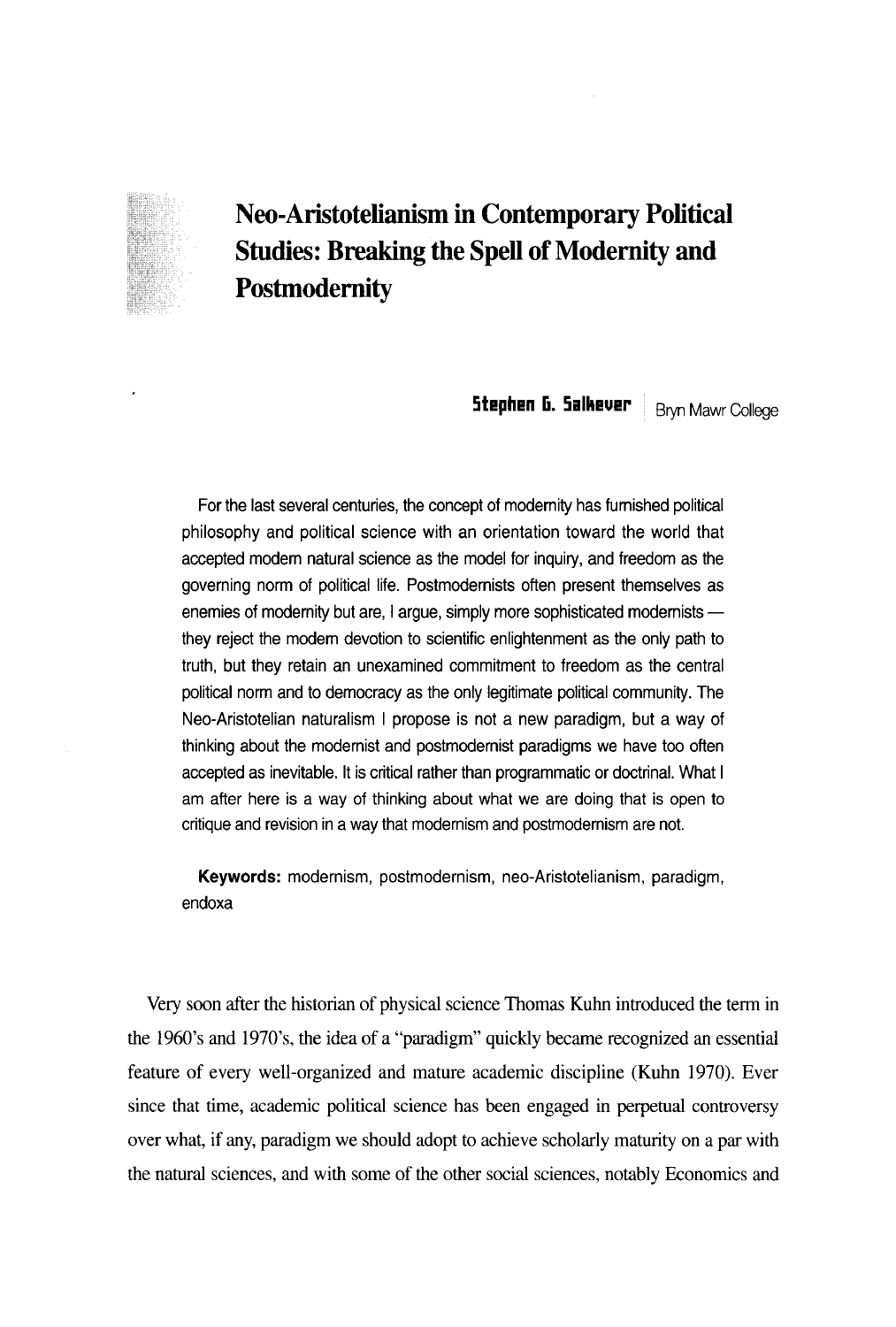# Neo-Aristotelianism in Contemporary Political Studies: Breaking the Spell of Modernity and Postmodernity

**Stephen G. Salkever** | Bryn Mawr College

For the last several centuries, the concept of modernity has furnished political philosophy and political science with an orientation toward the world that accepted modern natural science as the model for inquiry, and freedom as the governing norm of political life. Postmodernists often present themselves as enemies of modernity but are, I argue, simply more sophisticated modernists — they reject the modern devotion to scientific enlightenment as the only path to truth, but they retain an unexamined commitment to freedom as the central political norm and to democracy as the only legitimate political community. The Neo-Aristotelian naturalism I propose is not a new paradigm, but a way of thinking about the modernist and postmodernist paradigms we have too often accepted as inevitable. It is critical rather than programmatic or doctrinal. What I am after here is a way of thinking about what we are doing that is open to critique and revision in a way that modernism and postmodernism are not.

**Keywords:** modernism, postmodernism, neo-Aristotelianism, paradigm, endoxa

Very soon after the historian of physical science Thomas Kuhn introduced the term in the 1960's and 1970's, the idea of a "paradigm" quickly became recognized an essential feature of every well-organized and mature academic discipline (Kuhn 1970). Ever since that time, academic political science has been engaged in perpetual controversy over what, if any, paradigm we should adopt to achieve scholarly maturity on a par with the natural sciences, and with some of the other social sciences, notably Economics and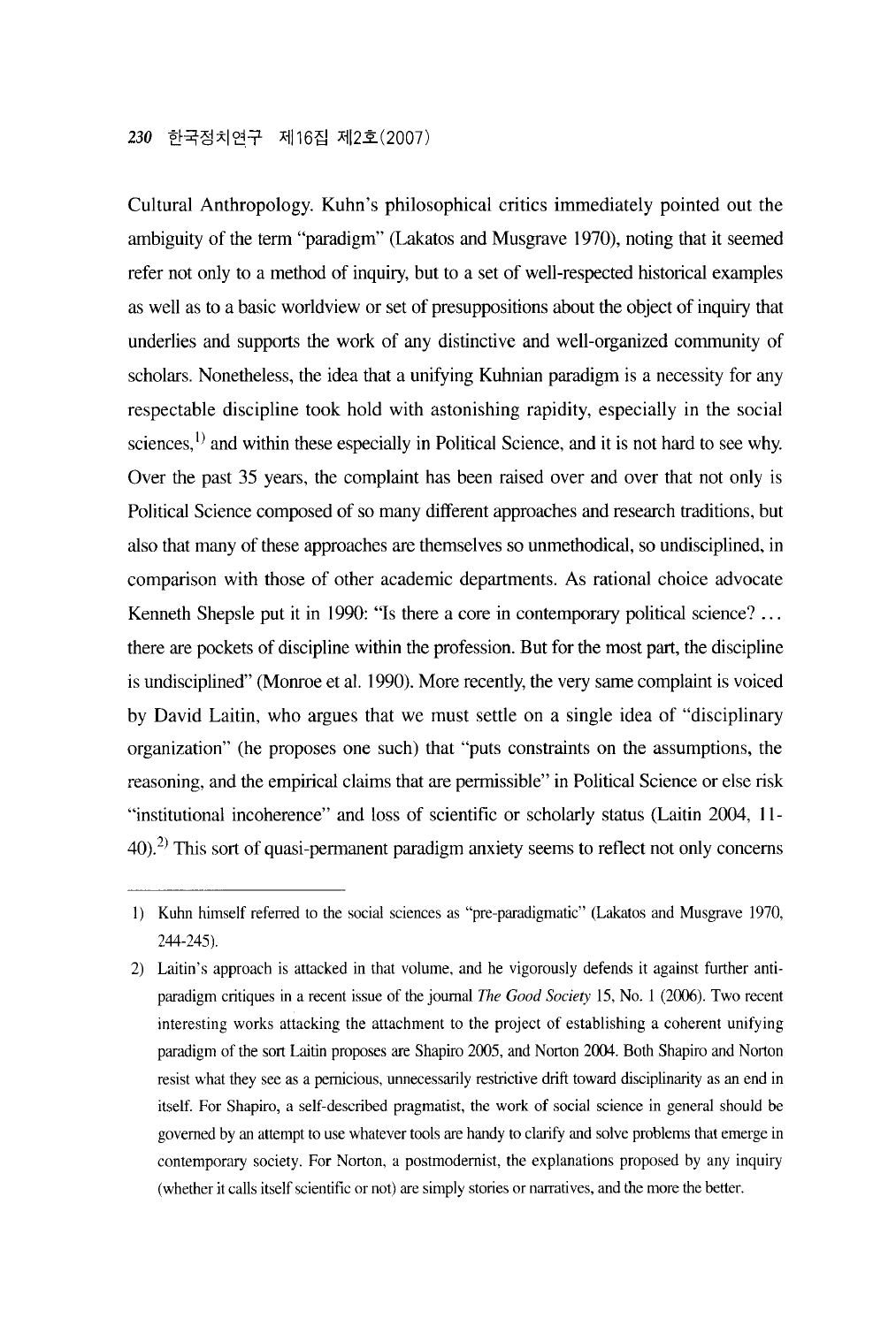Cultural Anthropology. Kuhn's philosophical critics immediately pointed out the ambiguity of the term "paradigm" (Lakatos and Musgrave 1970), noting that it seemed refer not only to a method of inquiry, but to a set of well-respected historical examples as well as to a basic worldview or set of presuppositions about the object of inquiry that underlies and supports the work of any distinctive and well-organized community of scholars. Nonetheless, the idea that a unifying Kuhnian paradigm is a necessity for any respectable discipline took hold with astonishing rapidity, especially in the social sciences,[1] and within these especially in Political Science, and it is not hard to see why. Over the past 35 years, the complaint has been raised over and over that not only is Political Science composed of so many different approaches and research traditions, but also that many of these approaches are themselves so unmethodical, so undisciplined, in comparison with those of other academic departments. As rational choice advocate Kenneth Shepsle put it in 1990: "Is there a core in contemporary political science? ... there are pockets of discipline within the profession. But for the most part, the discipline is undisciplined" (Monroe et al. 1990). More recently, the very same complaint is voiced by David Laitin, who argues that we must settle on a single idea of "disciplinary organization" (he proposes one such) that "puts constraints on the assumptions, the reasoning, and the empirical claims that are permissible" in Political Science or else risk "institutional incoherence" and loss of scientific or scholarly status (Laitin 2004, 11-40).[2] This sort of quasi-permanent paradigm anxiety seems to reflect not only concerns

---

1) Kuhn himself referred to the social sciences as "pre-paradigmatic" (Lakatos and Musgrave 1970, 244-245).

2) Laitin's approach is attacked in that volume, and he vigorously defends it against further anti-paradigm critiques in a recent issue of the journal *The Good Society* 15, No. 1 (2006). Two recent interesting works attacking the attachment to the project of establishing a coherent unifying paradigm of the sort Laitin proposes are Shapiro 2005, and Norton 2004. Both Shapiro and Norton resist what they see as a pernicious, unnecessarily restrictive drift toward disciplinarity as an end in itself. For Shapiro, a self-described pragmatist, the work of social science in general should be governed by an attempt to use whatever tools are handy to clarify and solve problems that emerge in contemporary society. For Norton, a postmodernist, the explanations proposed by any inquiry (whether it calls itself scientific or not) are simply stories or narratives, and the more the better.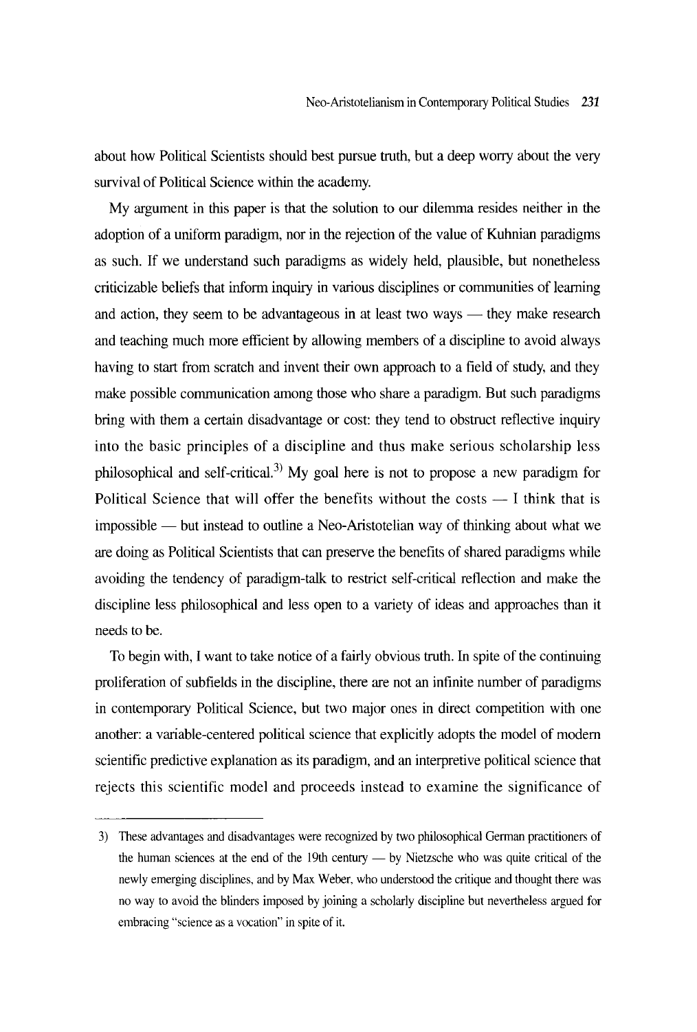about how Political Scientists should best pursue truth, but a deep worry about the very survival of Political Science within the academy.

My argument in this paper is that the solution to our dilemma resides neither in the adoption of a uniform paradigm, nor in the rejection of the value of Kuhnian paradigms as such. If we understand such paradigms as widely held, plausible, but nonetheless criticizable beliefs that inform inquiry in various disciplines or communities of learning and action, they seem to be advantageous in at least two ways — they make research and teaching much more efficient by allowing members of a discipline to avoid always having to start from scratch and invent their own approach to a field of study, and they make possible communication among those who share a paradigm. But such paradigms bring with them a certain disadvantage or cost: they tend to obstruct reflective inquiry into the basic principles of a discipline and thus make serious scholarship less philosophical and self-critical.[3] My goal here is not to propose a new paradigm for Political Science that will offer the benefits without the costs — I think that is impossible — but instead to outline a Neo-Aristotelian way of thinking about what we are doing as Political Scientists that can preserve the benefits of shared paradigms while avoiding the tendency of paradigm-talk to restrict self-critical reflection and make the discipline less philosophical and less open to a variety of ideas and approaches than it needs to be.

To begin with, I want to take notice of a fairly obvious truth. In spite of the continuing proliferation of subfields in the discipline, there are not an infinite number of paradigms in contemporary Political Science, but two major ones in direct competition with one another: a variable-centered political science that explicitly adopts the model of modern scientific predictive explanation as its paradigm, and an interpretive political science that rejects this scientific model and proceeds instead to examine the significance of

---

3) These advantages and disadvantages were recognized by two philosophical German practitioners of the human sciences at the end of the 19th century — by Nietzsche who was quite critical of the newly emerging disciplines, and by Max Weber, who understood the critique and thought there was no way to avoid the blinders imposed by joining a scholarly discipline but nevertheless argued for embracing "science as a vocation" in spite of it.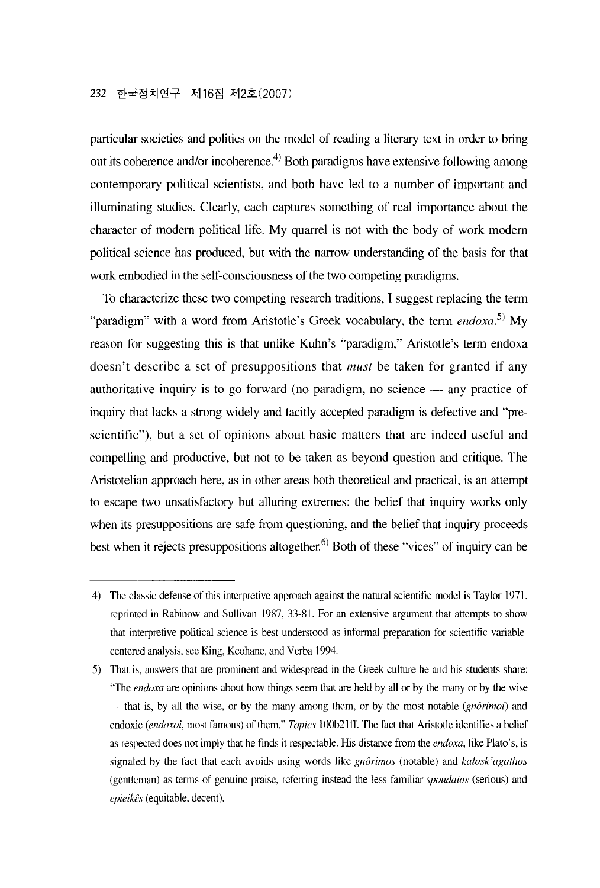particular societies and polities on the model of reading a literary text in order to bring out its coherence and/or incoherence.[4] Both paradigms have extensive following among contemporary political scientists, and both have led to a number of important and illuminating studies. Clearly, each captures something of real importance about the character of modern political life. My quarrel is not with the body of work modern political science has produced, but with the narrow understanding of the basis for that work embodied in the self-consciousness of the two competing paradigms.

To characterize these two competing research traditions, I suggest replacing the term "paradigm" with a word from Aristotle's Greek vocabulary, the term *endoxa*.[5] My reason for suggesting this is that unlike Kuhn's "paradigm," Aristotle's term endoxa doesn't describe a set of presuppositions that *must* be taken for granted if any authoritative inquiry is to go forward (no paradigm, no science — any practice of inquiry that lacks a strong widely and tacitly accepted paradigm is defective and "pre-scientific"), but a set of opinions about basic matters that are indeed useful and compelling and productive, but not to be taken as beyond question and critique. The Aristotelian approach here, as in other areas both theoretical and practical, is an attempt to escape two unsatisfactory but alluring extremes: the belief that inquiry works only when its presuppositions are safe from questioning, and the belief that inquiry proceeds best when it rejects presuppositions altogether.[6] Both of these "vices" of inquiry can be

---

4) The classic defense of this interpretive approach against the natural scientific model is Taylor 1971, reprinted in Rabinow and Sullivan 1987, 33-81. For an extensive argument that attempts to show that interpretive political science is best understood as informal preparation for scientific variable-centered analysis, see King, Keohane, and Verba 1994.

5) That is, answers that are prominent and widespread in the Greek culture he and his students share: "The *endoxa* are opinions about how things seem that are held by all or by the many or by the wise — that is, by all the wise, or by the many among them, or by the most notable (*gnôrimoi*) and endoxic (*endoxoi*, most famous) of them." *Topics* 100b21ff. The fact that Aristotle identifies a belief as respected does not imply that he finds it respectable. His distance from the *endoxa*, like Plato's, is signaled by the fact that each avoids using words like *gnôrimos* (notable) and *kalosk'agathos* (gentleman) as terms of genuine praise, referring instead the less familiar *spoudaios* (serious) and *epieikês* (equitable, decent).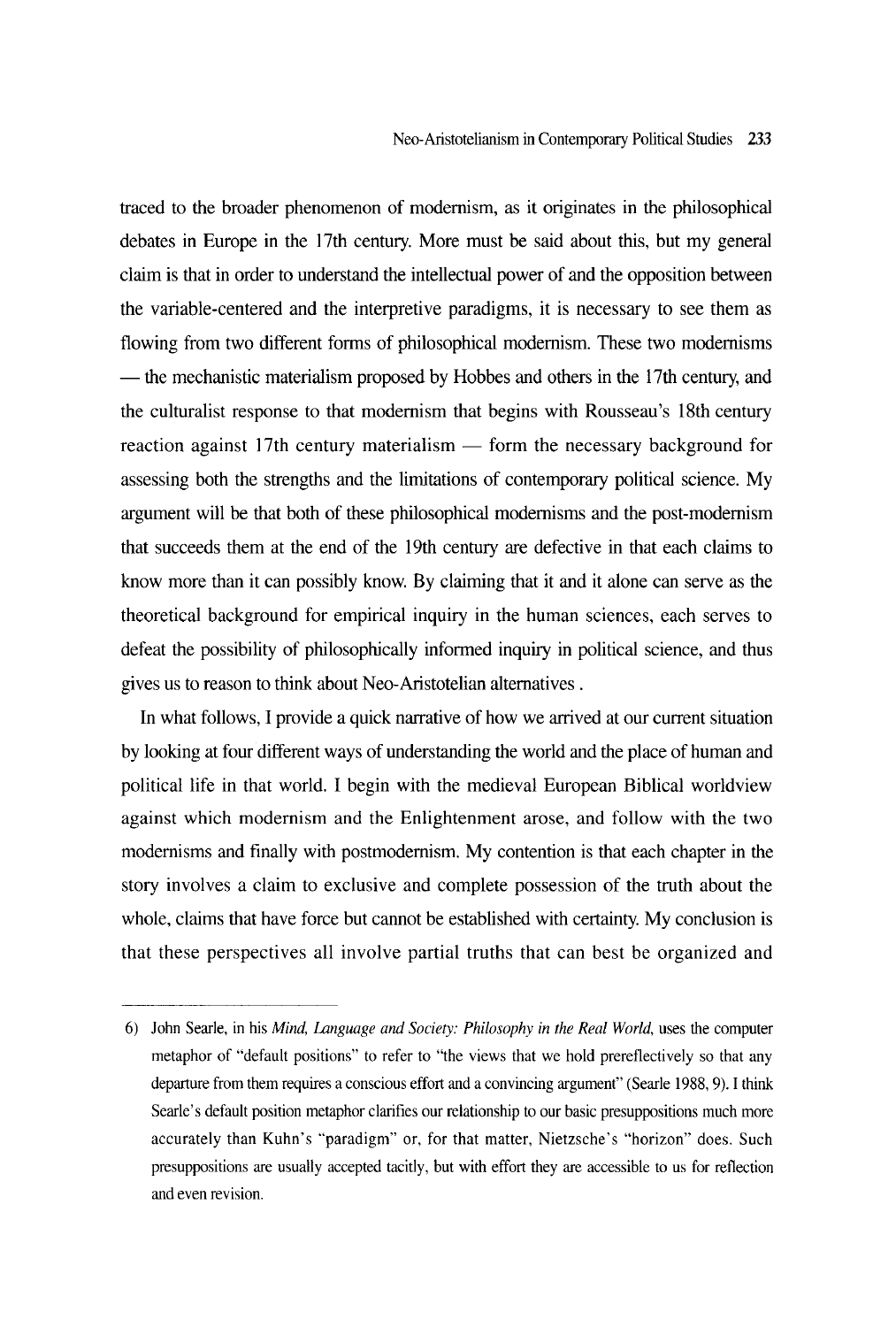traced to the broader phenomenon of modernism, as it originates in the philosophical debates in Europe in the 17th century. More must be said about this, but my general claim is that in order to understand the intellectual power of and the opposition between the variable-centered and the interpretive paradigms, it is necessary to see them as flowing from two different forms of philosophical modernism. These two modernisms — the mechanistic materialism proposed by Hobbes and others in the 17th century, and the culturalist response to that modernism that begins with Rousseau's 18th century reaction against 17th century materialism — form the necessary background for assessing both the strengths and the limitations of contemporary political science. My argument will be that both of these philosophical modernisms and the post-modernism that succeeds them at the end of the 19th century are defective in that each claims to know more than it can possibly know. By claiming that it and it alone can serve as the theoretical background for empirical inquiry in the human sciences, each serves to defeat the possibility of philosophically informed inquiry in political science, and thus gives us to reason to think about Neo-Aristotelian alternatives .

In what follows, I provide a quick narrative of how we arrived at our current situation by looking at four different ways of understanding the world and the place of human and political life in that world. I begin with the medieval European Biblical worldview against which modernism and the Enlightenment arose, and follow with the two modernisms and finally with postmodernism. My contention is that each chapter in the story involves a claim to exclusive and complete possession of the truth about the whole, claims that have force but cannot be established with certainty. My conclusion is that these perspectives all involve partial truths that can best be organized and

---

6) John Searle, in his *Mind, Language and Society: Philosophy in the Real World*, uses the computer metaphor of "default positions" to refer to "the views that we hold prereflectively so that any departure from them requires a conscious effort and a convincing argument" (Searle 1988, 9). I think Searle's default position metaphor clarifies our relationship to our basic presuppositions much more accurately than Kuhn's "paradigm" or, for that matter, Nietzsche's "horizon" does. Such presuppositions are usually accepted tacitly, but with effort they are accessible to us for reflection and even revision.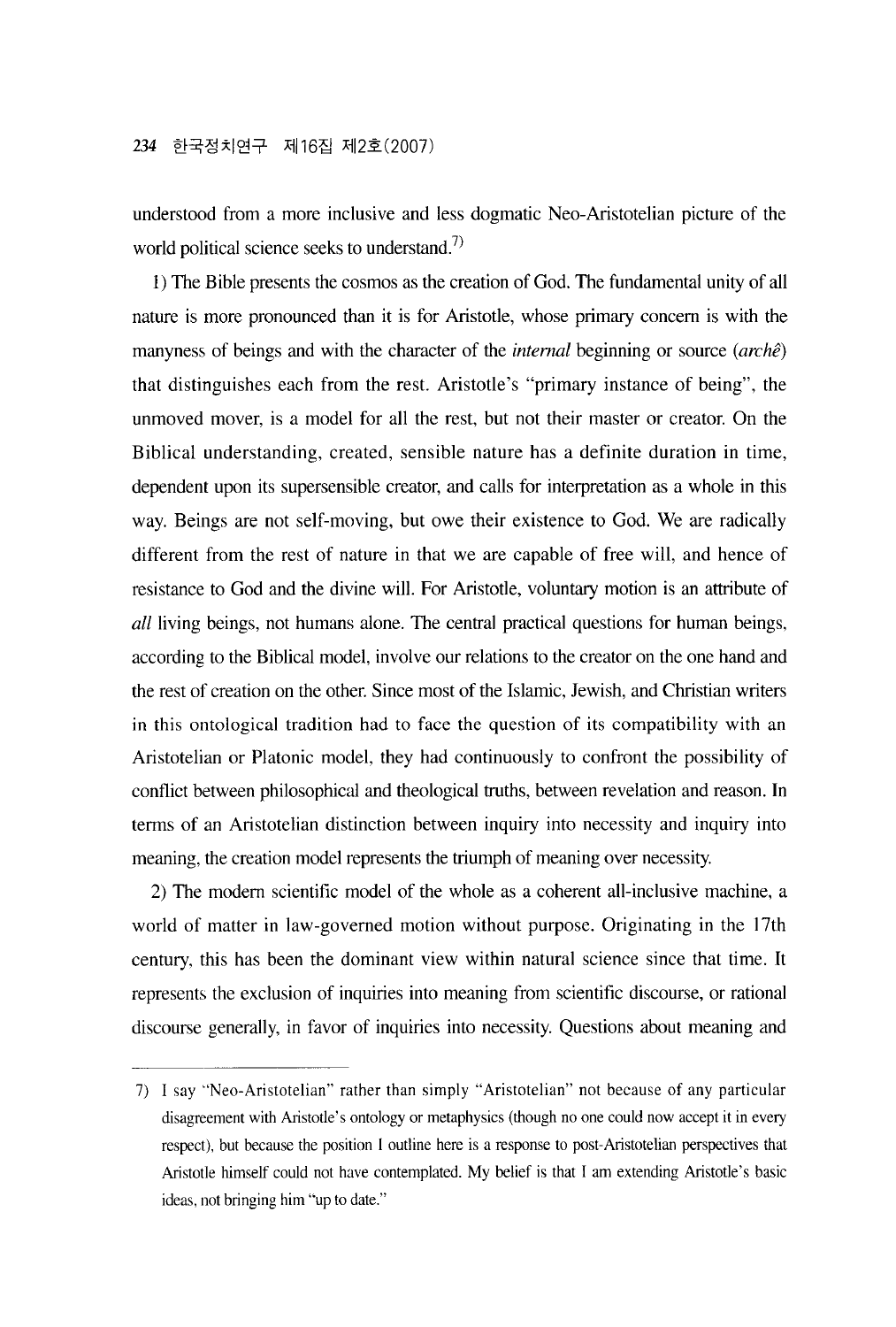understood from a more inclusive and less dogmatic Neo-Aristotelian picture of the world political science seeks to understand.[7)]

1) The Bible presents the cosmos as the creation of God. The fundamental unity of all nature is more pronounced than it is for Aristotle, whose primary concern is with the manyness of beings and with the character of the *internal* beginning or source (*archê*) that distinguishes each from the rest. Aristotle's "primary instance of being", the unmoved mover, is a model for all the rest, but not their master or creator. On the Biblical understanding, created, sensible nature has a definite duration in time, dependent upon its supersensible creator, and calls for interpretation as a whole in this way. Beings are not self-moving, but owe their existence to God. We are radically different from the rest of nature in that we are capable of free will, and hence of resistance to God and the divine will. For Aristotle, voluntary motion is an attribute of *all* living beings, not humans alone. The central practical questions for human beings, according to the Biblical model, involve our relations to the creator on the one hand and the rest of creation on the other. Since most of the Islamic, Jewish, and Christian writers in this ontological tradition had to face the question of its compatibility with an Aristotelian or Platonic model, they had continuously to confront the possibility of conflict between philosophical and theological truths, between revelation and reason. In terms of an Aristotelian distinction between inquiry into necessity and inquiry into meaning, the creation model represents the triumph of meaning over necessity.

2) The modern scientific model of the whole as a coherent all-inclusive machine, a world of matter in law-governed motion without purpose. Originating in the 17th century, this has been the dominant view within natural science since that time. It represents the exclusion of inquiries into meaning from scientific discourse, or rational discourse generally, in favor of inquiries into necessity. Questions about meaning and

---

7) I say "Neo-Aristotelian" rather than simply "Aristotelian" not because of any particular disagreement with Aristotle's ontology or metaphysics (though no one could now accept it in every respect), but because the position I outline here is a response to post-Aristotelian perspectives that Aristotle himself could not have contemplated. My belief is that I am extending Aristotle's basic ideas, not bringing him "up to date."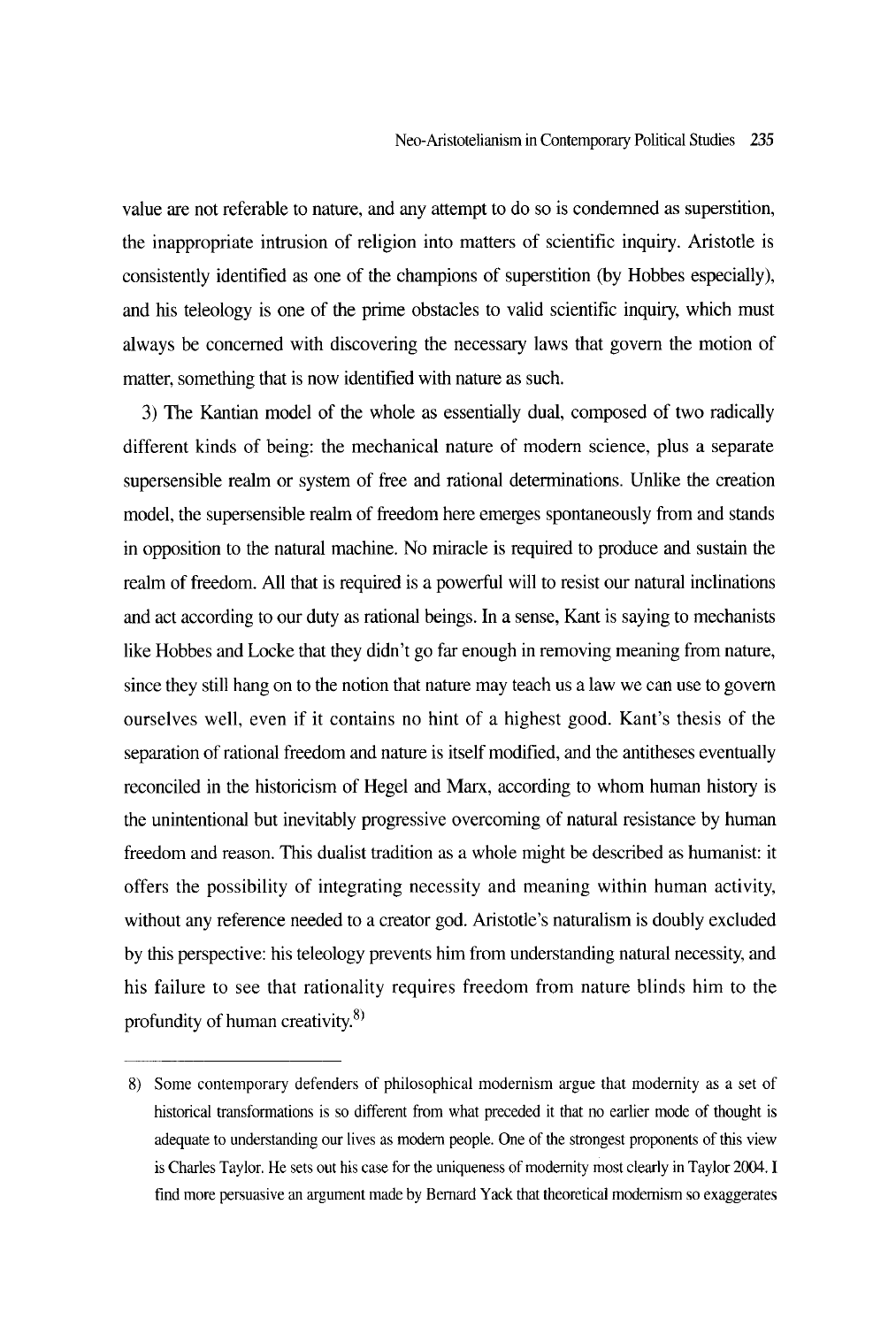value are not referable to nature, and any attempt to do so is condemned as superstition, the inappropriate intrusion of religion into matters of scientific inquiry. Aristotle is consistently identified as one of the champions of superstition (by Hobbes especially), and his teleology is one of the prime obstacles to valid scientific inquiry, which must always be concerned with discovering the necessary laws that govern the motion of matter, something that is now identified with nature as such.

3) The Kantian model of the whole as essentially dual, composed of two radically different kinds of being: the mechanical nature of modern science, plus a separate supersensible realm or system of free and rational determinations. Unlike the creation model, the supersensible realm of freedom here emerges spontaneously from and stands in opposition to the natural machine. No miracle is required to produce and sustain the realm of freedom. All that is required is a powerful will to resist our natural inclinations and act according to our duty as rational beings. In a sense, Kant is saying to mechanists like Hobbes and Locke that they didn't go far enough in removing meaning from nature, since they still hang on to the notion that nature may teach us a law we can use to govern ourselves well, even if it contains no hint of a highest good. Kant's thesis of the separation of rational freedom and nature is itself modified, and the antitheses eventually reconciled in the historicism of Hegel and Marx, according to whom human history is the unintentional but inevitably progressive overcoming of natural resistance by human freedom and reason. This dualist tradition as a whole might be described as humanist: it offers the possibility of integrating necessity and meaning within human activity, without any reference needed to a creator god. Aristotle's naturalism is doubly excluded by this perspective: his teleology prevents him from understanding natural necessity, and his failure to see that rationality requires freedom from nature blinds him to the profundity of human creativity.[8]

---

8) Some contemporary defenders of philosophical modernism argue that modernity as a set of historical transformations is so different from what preceded it that no earlier mode of thought is adequate to understanding our lives as modern people. One of the strongest proponents of this view is Charles Taylor. He sets out his case for the uniqueness of modernity most clearly in Taylor 2004. I find more persuasive an argument made by Bernard Yack that theoretical modernism so exaggerates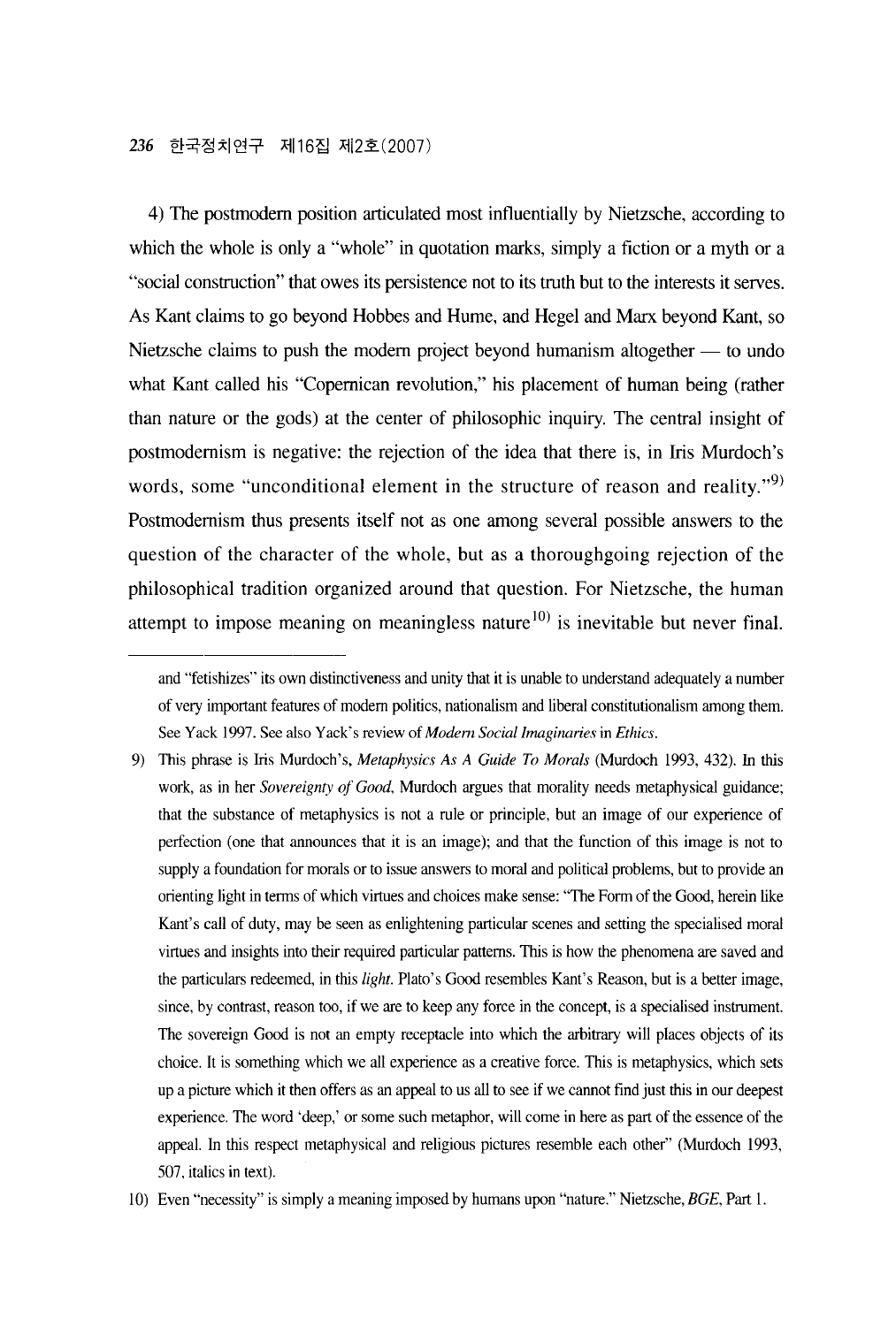4) The postmodern position articulated most influentially by Nietzsche, according to which the whole is only a "whole" in quotation marks, simply a fiction or a myth or a "social construction" that owes its persistence not to its truth but to the interests it serves. As Kant claims to go beyond Hobbes and Hume, and Hegel and Marx beyond Kant, so Nietzsche claims to push the modern project beyond humanism altogether — to undo what Kant called his "Copernican revolution," his placement of human being (rather than nature or the gods) at the center of philosophic inquiry. The central insight of postmodernism is negative: the rejection of the idea that there is, in Iris Murdoch's words, some "unconditional element in the structure of reason and reality."[9] Postmodernism thus presents itself not as one among several possible answers to the question of the character of the whole, but as a thoroughgoing rejection of the philosophical tradition organized around that question. For Nietzsche, the human attempt to impose meaning on meaningless nature[10] is inevitable but never final.

---

and "fetishizes" its own distinctiveness and unity that it is unable to understand adequately a number of very important features of modern politics, nationalism and liberal constitutionalism among them. See Yack 1997. See also Yack's review of *Modern Social Imaginaries* in *Ethics*.

9) This phrase is Iris Murdoch's, *Metaphysics As A Guide To Morals* (Murdoch 1993, 432). In this work, as in her *Sovereignty of Good*, Murdoch argues that morality needs metaphysical guidance; that the substance of metaphysics is not a rule or principle, but an image of our experience of perfection (one that announces that it is an image); and that the function of this image is not to supply a foundation for morals or to issue answers to moral and political problems, but to provide an orienting light in terms of which virtues and choices make sense: "The Form of the Good, herein like Kant's call of duty, may be seen as enlightening particular scenes and setting the specialised moral virtues and insights into their required particular patterns. This is how the phenomena are saved and the particulars redeemed, in this *light*. Plato's Good resembles Kant's Reason, but is a better image, since, by contrast, reason too, if we are to keep any force in the concept, is a specialised instrument. The sovereign Good is not an empty receptacle into which the arbitrary will places objects of its choice. It is something which we all experience as a creative force. This is metaphysics, which sets up a picture which it then offers as an appeal to us all to see if we cannot find just this in our deepest experience. The word 'deep,' or some such metaphor, will come in here as part of the essence of the appeal. In this respect metaphysical and religious pictures resemble each other" (Murdoch 1993, 507, italics in text).

10) Even "necessity" is simply a meaning imposed by humans upon "nature." Nietzsche, *BGE*, Part 1.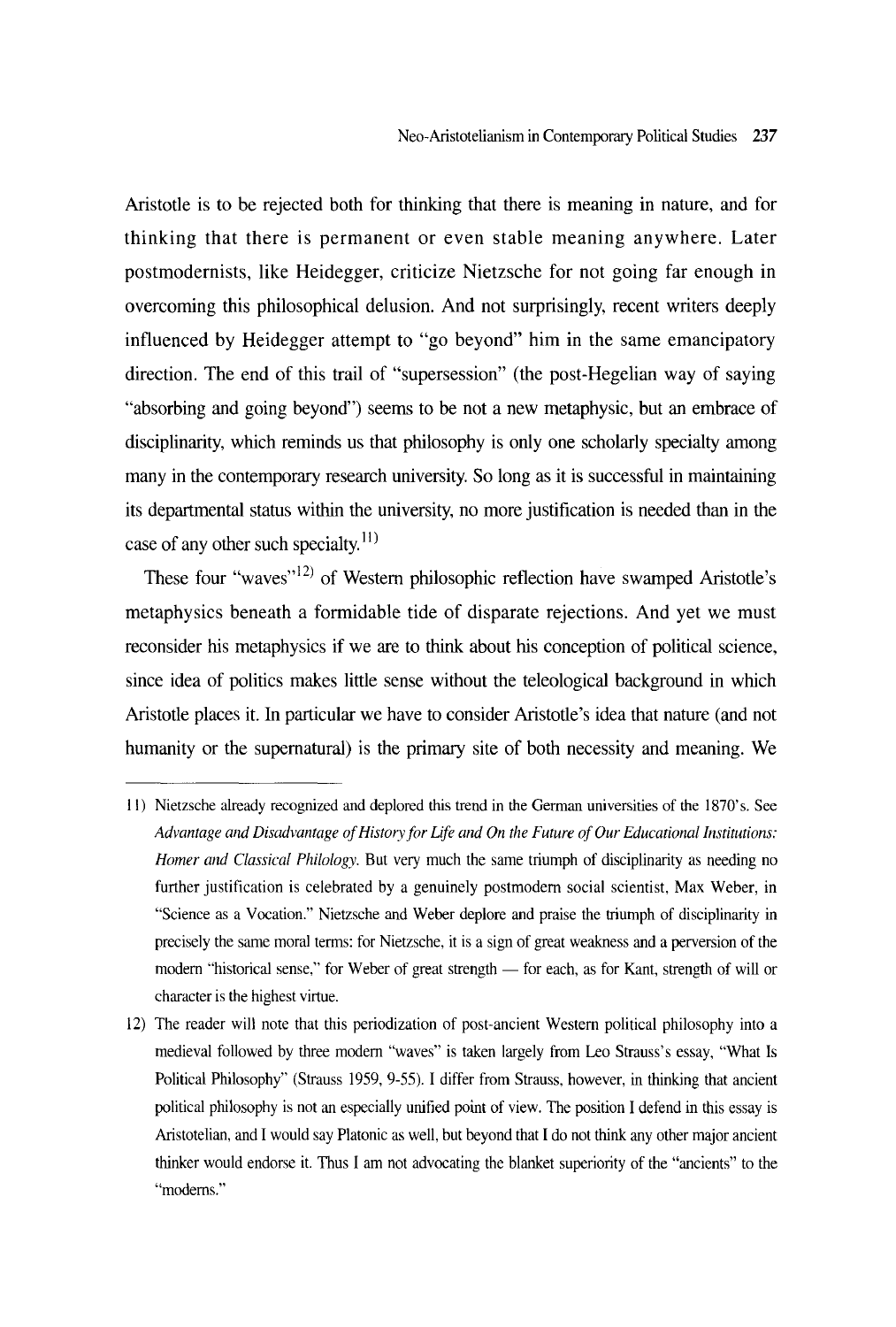Aristotle is to be rejected both for thinking that there is meaning in nature, and for thinking that there is permanent or even stable meaning anywhere. Later postmodernists, like Heidegger, criticize Nietzsche for not going far enough in overcoming this philosophical delusion. And not surprisingly, recent writers deeply influenced by Heidegger attempt to "go beyond" him in the same emancipatory direction. The end of this trail of "supersession" (the post-Hegelian way of saying "absorbing and going beyond") seems to be not a new metaphysic, but an embrace of disciplinarity, which reminds us that philosophy is only one scholarly specialty among many in the contemporary research university. So long as it is successful in maintaining its departmental status within the university, no more justification is needed than in the case of any other such specialty.[11)]

These four "waves"[12)] of Western philosophic reflection have swamped Aristotle's metaphysics beneath a formidable tide of disparate rejections. And yet we must reconsider his metaphysics if we are to think about his conception of political science, since idea of politics makes little sense without the teleological background in which Aristotle places it. In particular we have to consider Aristotle's idea that nature (and not humanity or the supernatural) is the primary site of both necessity and meaning. We

---

11) Nietzsche already recognized and deplored this trend in the German universities of the 1870's. See *Advantage and Disadvantage of History for Life and On the Future of Our Educational Institutions: Homer and Classical Philology*. But very much the same triumph of disciplinarity as needing no further justification is celebrated by a genuinely postmodern social scientist, Max Weber, in "Science as a Vocation." Nietzsche and Weber deplore and praise the triumph of disciplinarity in precisely the same moral terms: for Nietzsche, it is a sign of great weakness and a perversion of the modern "historical sense," for Weber of great strength — for each, as for Kant, strength of will or character is the highest virtue.

12) The reader will note that this periodization of post-ancient Western political philosophy into a medieval followed by three modern "waves" is taken largely from Leo Strauss's essay, "What Is Political Philosophy" (Strauss 1959, 9-55). I differ from Strauss, however, in thinking that ancient political philosophy is not an especially unified point of view. The position I defend in this essay is Aristotelian, and I would say Platonic as well, but beyond that I do not think any other major ancient thinker would endorse it. Thus I am not advocating the blanket superiority of the "ancients" to the "moderns."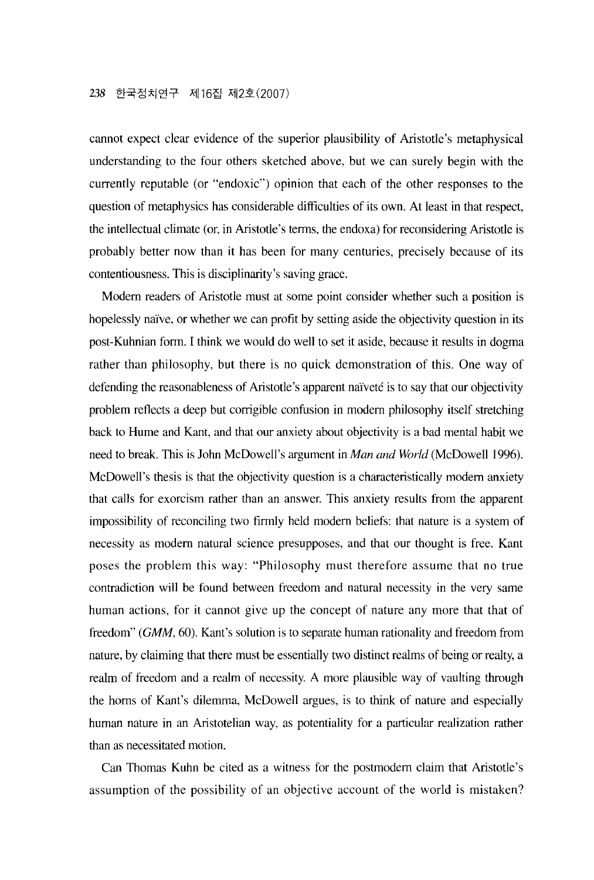cannot expect clear evidence of the superior plausibility of Aristotle's metaphysical understanding to the four others sketched above, but we can surely begin with the currently reputable (or "endoxic") opinion that each of the other responses to the question of metaphysics has considerable difficulties of its own. At least in that respect, the intellectual climate (or, in Aristotle's terms, the endoxa) for reconsidering Aristotle is probably better now than it has been for many centuries, precisely because of its contentiousness. This is disciplinarity's saving grace.

Modern readers of Aristotle must at some point consider whether such a position is hopelessly naïve, or whether we can profit by setting aside the objectivity question in its post-Kuhnian form. I think we would do well to set it aside, because it results in dogma rather than philosophy, but there is no quick demonstration of this. One way of defending the reasonableness of Aristotle's apparent naïveté is to say that our objectivity problem reflects a deep but corrigible confusion in modern philosophy itself stretching back to Hume and Kant, and that our anxiety about objectivity is a bad mental habit we need to break. This is John McDowell's argument in *Man and World* (McDowell 1996). McDowell's thesis is that the objectivity question is a characteristically modern anxiety that calls for exorcism rather than an answer. This anxiety results from the apparent impossibility of reconciling two firmly held modern beliefs: that nature is a system of necessity as modern natural science presupposes, and that our thought is free. Kant poses the problem this way: "Philosophy must therefore assume that no true contradiction will be found between freedom and natural necessity in the very same human actions, for it cannot give up the concept of nature any more that that of freedom" (*GMM*, 60). Kant's solution is to separate human rationality and freedom from nature, by claiming that there must be essentially two distinct realms of being or realty, a realm of freedom and a realm of necessity. A more plausible way of vaulting through the horns of Kant's dilemma, McDowell argues, is to think of nature and especially human nature in an Aristotelian way, as potentiality for a particular realization rather than as necessitated motion.

Can Thomas Kuhn be cited as a witness for the postmodern claim that Aristotle's assumption of the possibility of an objective account of the world is mistaken?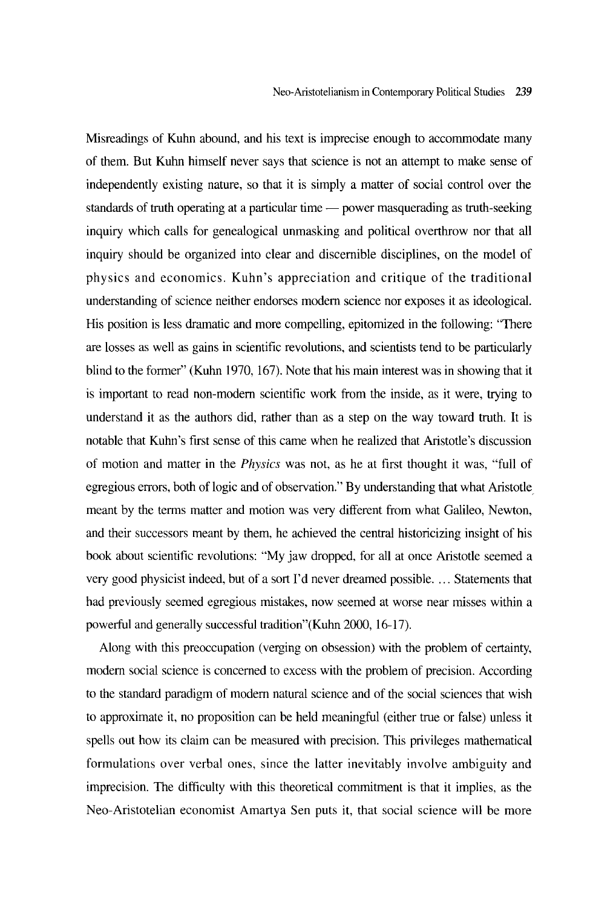Misreadings of Kuhn abound, and his text is imprecise enough to accommodate many of them. But Kuhn himself never says that science is not an attempt to make sense of independently existing nature, so that it is simply a matter of social control over the standards of truth operating at a particular time — power masquerading as truth-seeking inquiry which calls for genealogical unmasking and political overthrow nor that all inquiry should be organized into clear and discernible disciplines, on the model of physics and economics. Kuhn's appreciation and critique of the traditional understanding of science neither endorses modern science nor exposes it as ideological. His position is less dramatic and more compelling, epitomized in the following: "There are losses as well as gains in scientific revolutions, and scientists tend to be particularly blind to the former" (Kuhn 1970, 167). Note that his main interest was in showing that it is important to read non-modern scientific work from the inside, as it were, trying to understand it as the authors did, rather than as a step on the way toward truth. It is notable that Kuhn's first sense of this came when he realized that Aristotle's discussion of motion and matter in the *Physics* was not, as he at first thought it was, "full of egregious errors, both of logic and of observation." By understanding that what Aristotle meant by the terms matter and motion was very different from what Galileo, Newton, and their successors meant by them, he achieved the central historicizing insight of his book about scientific revolutions: "My jaw dropped, for all at once Aristotle seemed a very good physicist indeed, but of a sort I'd never dreamed possible. ... Statements that had previously seemed egregious mistakes, now seemed at worse near misses within a powerful and generally successful tradition"(Kuhn 2000, 16-17).

Along with this preoccupation (verging on obsession) with the problem of certainty, modern social science is concerned to excess with the problem of precision. According to the standard paradigm of modern natural science and of the social sciences that wish to approximate it, no proposition can be held meaningful (either true or false) unless it spells out how its claim can be measured with precision. This privileges mathematical formulations over verbal ones, since the latter inevitably involve ambiguity and imprecision. The difficulty with this theoretical commitment is that it implies, as the Neo-Aristotelian economist Amartya Sen puts it, that social science will be more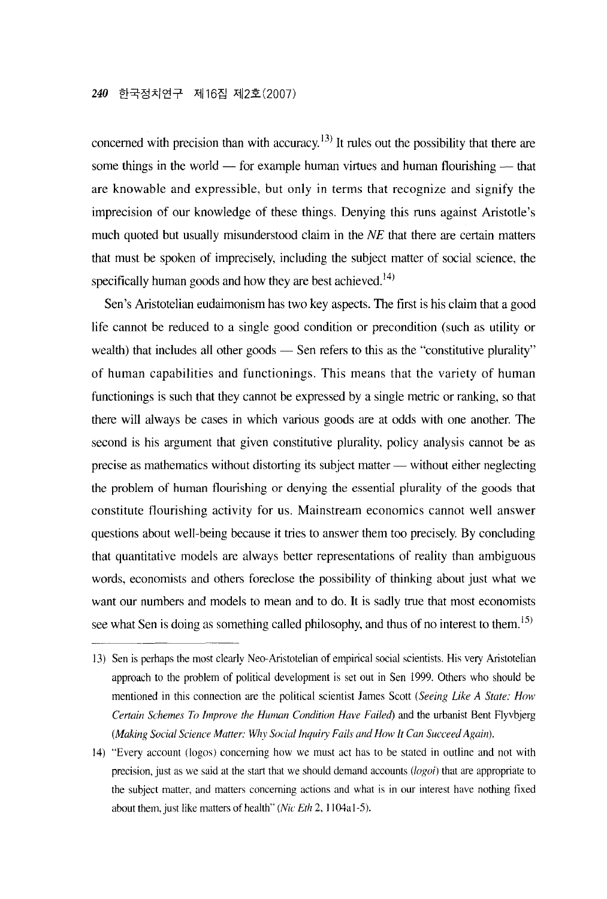concerned with precision than with accuracy.[13] It rules out the possibility that there are some things in the world — for example human virtues and human flourishing — that are knowable and expressible, but only in terms that recognize and signify the imprecision of our knowledge of these things. Denying this runs against Aristotle's much quoted but usually misunderstood claim in the *NE* that there are certain matters that must be spoken of imprecisely, including the subject matter of social science, the specifically human goods and how they are best achieved.[14]

Sen's Aristotelian eudaimonism has two key aspects. The first is his claim that a good life cannot be reduced to a single good condition or precondition (such as utility or wealth) that includes all other goods — Sen refers to this as the "constitutive plurality" of human capabilities and functionings. This means that the variety of human functionings is such that they cannot be expressed by a single metric or ranking, so that there will always be cases in which various goods are at odds with one another. The second is his argument that given constitutive plurality, policy analysis cannot be as precise as mathematics without distorting its subject matter — without either neglecting the problem of human flourishing or denying the essential plurality of the goods that constitute flourishing activity for us. Mainstream economics cannot well answer questions about well-being because it tries to answer them too precisely. By concluding that quantitative models are always better representations of reality than ambiguous words, economists and others foreclose the possibility of thinking about just what we want our numbers and models to mean and to do. It is sadly true that most economists see what Sen is doing as something called philosophy, and thus of no interest to them.[15]

---

13) Sen is perhaps the most clearly Neo-Aristotelian of empirical social scientists. His very Aristotelian approach to the problem of political development is set out in Sen 1999. Others who should be mentioned in this connection are the political scientist James Scott (*Seeing Like A State: How Certain Schemes To Improve the Human Condition Have Failed*) and the urbanist Bent Flyvbjerg (*Making Social Science Matter: Why Social Inquiry Fails and How It Can Succeed Again*).

14) "Every account (logos) concerning how we must act has to be stated in outline and not with precision, just as we said at the start that we should demand accounts (*logoi*) that are appropriate to the subject matter, and matters concerning actions and what is in our interest have nothing fixed about them, just like matters of health" (*Nic Eth* 2, 1104a1-5).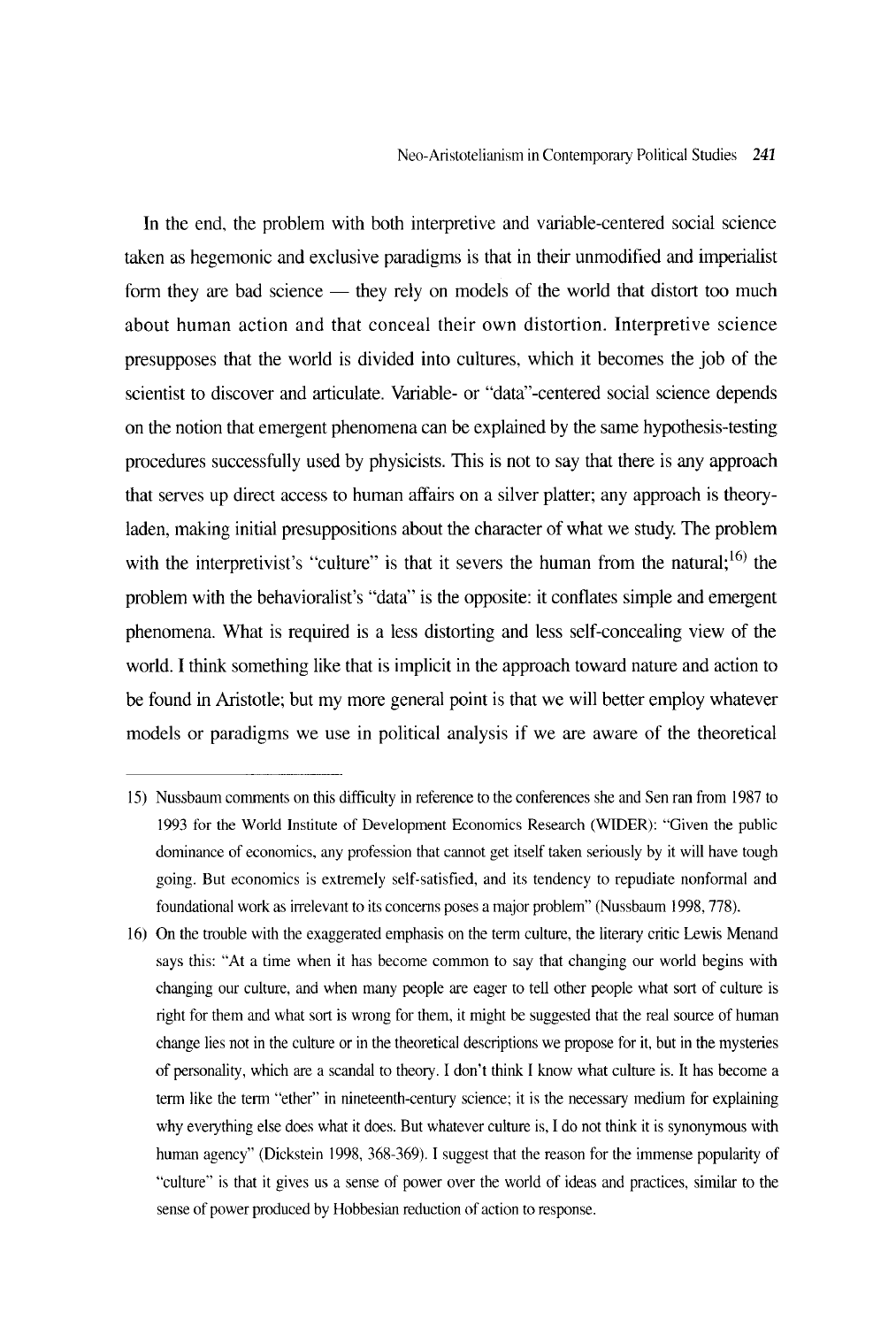In the end, the problem with both interpretive and variable-centered social science taken as hegemonic and exclusive paradigms is that in their unmodified and imperialist form they are bad science — they rely on models of the world that distort too much about human action and that conceal their own distortion. Interpretive science presupposes that the world is divided into cultures, which it becomes the job of the scientist to discover and articulate. Variable- or "data"-centered social science depends on the notion that emergent phenomena can be explained by the same hypothesis-testing procedures successfully used by physicists. This is not to say that there is any approach that serves up direct access to human affairs on a silver platter; any approach is theory-laden, making initial presuppositions about the character of what we study. The problem with the interpretivist's "culture" is that it severs the human from the natural;[16] the problem with the behavioralist's "data" is the opposite: it conflates simple and emergent phenomena. What is required is a less distorting and less self-concealing view of the world. I think something like that is implicit in the approach toward nature and action to be found in Aristotle; but my more general point is that we will better employ whatever models or paradigms we use in political analysis if we are aware of the theoretical

---

15) Nussbaum comments on this difficulty in reference to the conferences she and Sen ran from 1987 to 1993 for the World Institute of Development Economics Research (WIDER): "Given the public dominance of economics, any profession that cannot get itself taken seriously by it will have tough going. But economics is extremely self-satisfied, and its tendency to repudiate nonformal and foundational work as irrelevant to its concerns poses a major problem" (Nussbaum 1998, 778).

16) On the trouble with the exaggerated emphasis on the term culture, the literary critic Lewis Menand says this: "At a time when it has become common to say that changing our world begins with changing our culture, and when many people are eager to tell other people what sort of culture is right for them and what sort is wrong for them, it might be suggested that the real source of human change lies not in the culture or in the theoretical descriptions we propose for it, but in the mysteries of personality, which are a scandal to theory. I don't think I know what culture is. It has become a term like the term "ether" in nineteenth-century science; it is the necessary medium for explaining why everything else does what it does. But whatever culture is, I do not think it is synonymous with human agency" (Dickstein 1998, 368-369). I suggest that the reason for the immense popularity of "culture" is that it gives us a sense of power over the world of ideas and practices, similar to the sense of power produced by Hobbesian reduction of action to response.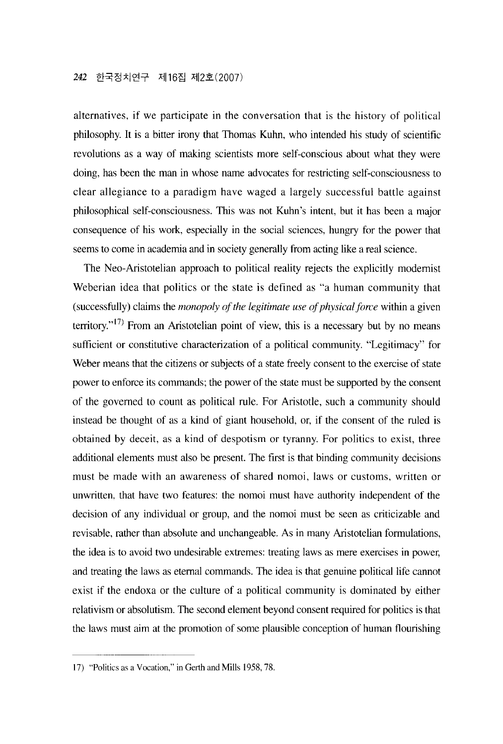alternatives, if we participate in the conversation that is the history of political philosophy. It is a bitter irony that Thomas Kuhn, who intended his study of scientific revolutions as a way of making scientists more self-conscious about what they were doing, has been the man in whose name advocates for restricting self-consciousness to clear allegiance to a paradigm have waged a largely successful battle against philosophical self-consciousness. This was not Kuhn's intent, but it has been a major consequence of his work, especially in the social sciences, hungry for the power that seems to come in academia and in society generally from acting like a real science.

The Neo-Aristotelian approach to political reality rejects the explicitly modernist Weberian idea that politics or the state is defined as "a human community that (successfully) claims the *monopoly of the legitimate use of physical force* within a given territory."[17] From an Aristotelian point of view, this is a necessary but by no means sufficient or constitutive characterization of a political community. "Legitimacy" for Weber means that the citizens or subjects of a state freely consent to the exercise of state power to enforce its commands; the power of the state must be supported by the consent of the governed to count as political rule. For Aristotle, such a community should instead be thought of as a kind of giant household, or, if the consent of the ruled is obtained by deceit, as a kind of despotism or tyranny. For politics to exist, three additional elements must also be present. The first is that binding community decisions must be made with an awareness of shared nomoi, laws or customs, written or unwritten, that have two features: the nomoi must have authority independent of the decision of any individual or group, and the nomoi must be seen as criticizable and revisable, rather than absolute and unchangeable. As in many Aristotelian formulations, the idea is to avoid two undesirable extremes: treating laws as mere exercises in power, and treating the laws as eternal commands. The idea is that genuine political life cannot exist if the endoxa or the culture of a political community is dominated by either relativism or absolutism. The second element beyond consent required for politics is that the laws must aim at the promotion of some plausible conception of human flourishing

---

17) "Politics as a Vocation," in Gerth and Mills 1958, 78.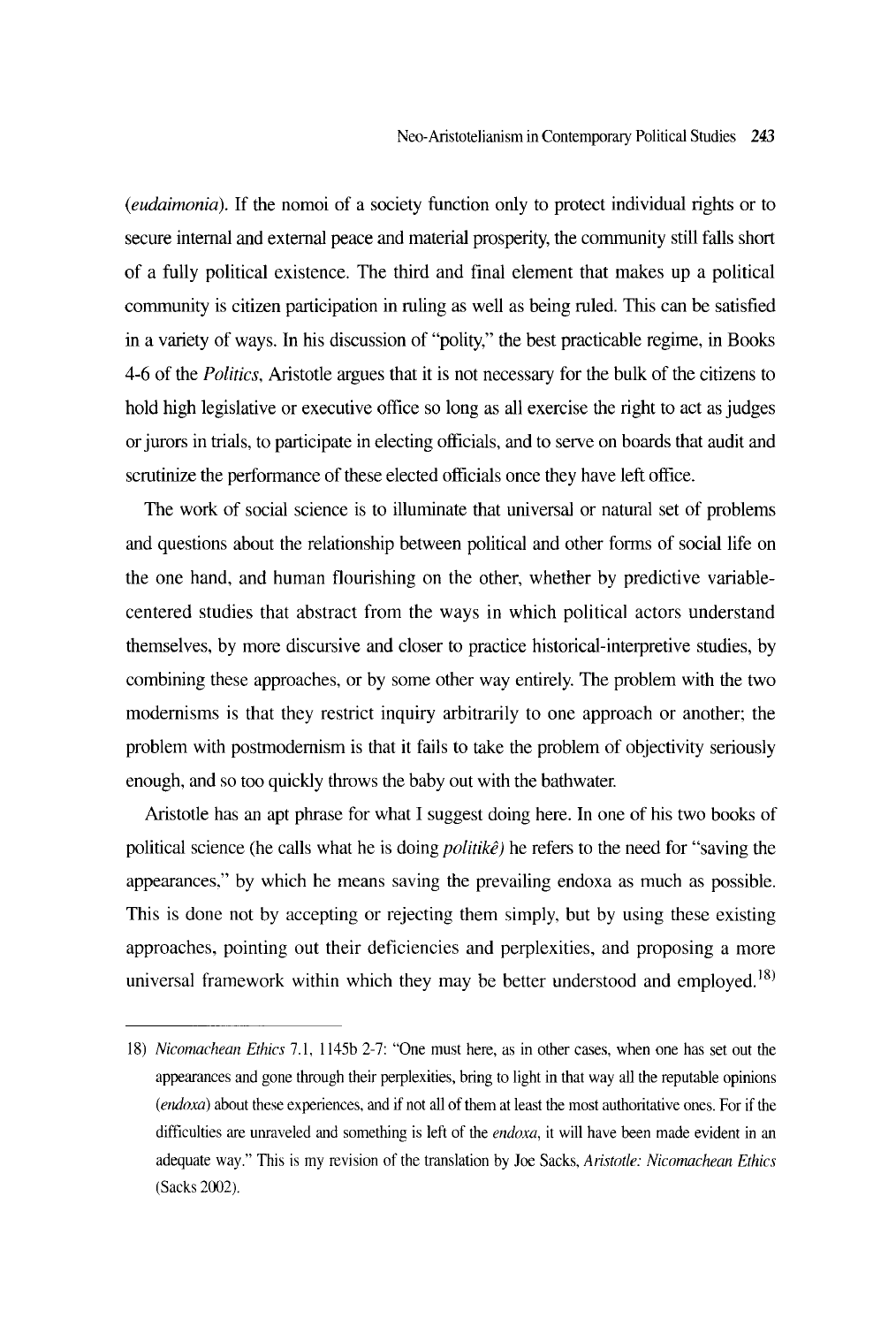(*eudaimonia*). If the nomoi of a society function only to protect individual rights or to secure internal and external peace and material prosperity, the community still falls short of a fully political existence. The third and final element that makes up a political community is citizen participation in ruling as well as being ruled. This can be satisfied in a variety of ways. In his discussion of "polity," the best practicable regime, in Books 4-6 of the *Politics*, Aristotle argues that it is not necessary for the bulk of the citizens to hold high legislative or executive office so long as all exercise the right to act as judges or jurors in trials, to participate in electing officials, and to serve on boards that audit and scrutinize the performance of these elected officials once they have left office.

The work of social science is to illuminate that universal or natural set of problems and questions about the relationship between political and other forms of social life on the one hand, and human flourishing on the other, whether by predictive variable-centered studies that abstract from the ways in which political actors understand themselves, by more discursive and closer to practice historical-interpretive studies, by combining these approaches, or by some other way entirely. The problem with the two modernisms is that they restrict inquiry arbitrarily to one approach or another; the problem with postmodernism is that it fails to take the problem of objectivity seriously enough, and so too quickly throws the baby out with the bathwater.

Aristotle has an apt phrase for what I suggest doing here. In one of his two books of political science (he calls what he is doing *politikê)* he refers to the need for "saving the appearances," by which he means saving the prevailing endoxa as much as possible. This is done not by accepting or rejecting them simply, but by using these existing approaches, pointing out their deficiencies and perplexities, and proposing a more universal framework within which they may be better understood and employed.[18]

---

18) *Nicomachean Ethics* 7.1, 1145b 2-7: "One must here, as in other cases, when one has set out the appearances and gone through their perplexities, bring to light in that way all the reputable opinions (*endoxa*) about these experiences, and if not all of them at least the most authoritative ones. For if the difficulties are unraveled and something is left of the *endoxa*, it will have been made evident in an adequate way." This is my revision of the translation by Joe Sacks, *Aristotle: Nicomachean Ethics* (Sacks 2002).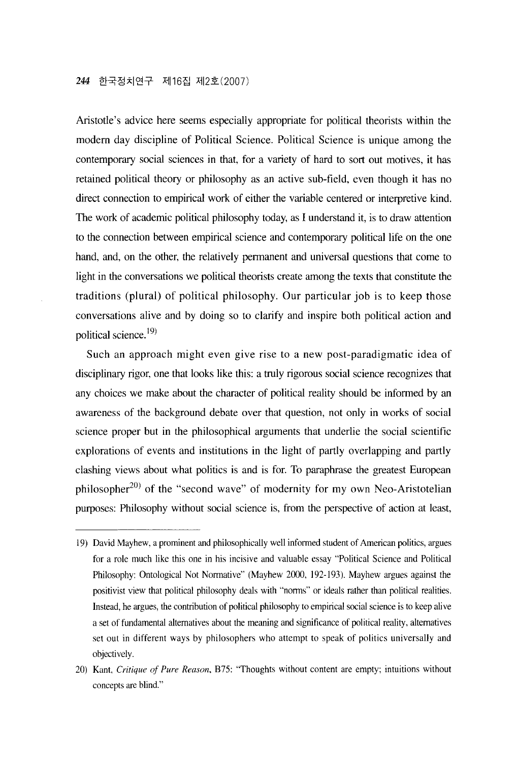Aristotle's advice here seems especially appropriate for political theorists within the modern day discipline of Political Science. Political Science is unique among the contemporary social sciences in that, for a variety of hard to sort out motives, it has retained political theory or philosophy as an active sub-field, even though it has no direct connection to empirical work of either the variable centered or interpretive kind. The work of academic political philosophy today, as I understand it, is to draw attention to the connection between empirical science and contemporary political life on the one hand, and, on the other, the relatively permanent and universal questions that come to light in the conversations we political theorists create among the texts that constitute the traditions (plural) of political philosophy. Our particular job is to keep those conversations alive and by doing so to clarify and inspire both political action and political science.[19]

Such an approach might even give rise to a new post-paradigmatic idea of disciplinary rigor, one that looks like this: a truly rigorous social science recognizes that any choices we make about the character of political reality should be informed by an awareness of the background debate over that question, not only in works of social science proper but in the philosophical arguments that underlie the social scientific explorations of events and institutions in the light of partly overlapping and partly clashing views about what politics is and is for. To paraphrase the greatest European philosopher[20] of the "second wave" of modernity for my own Neo-Aristotelian purposes: Philosophy without social science is, from the perspective of action at least,

---

19) David Mayhew, a prominent and philosophically well informed student of American politics, argues for a role much like this one in his incisive and valuable essay "Political Science and Political Philosophy: Ontological Not Normative" (Mayhew 2000, 192-193). Mayhew argues against the positivist view that political philosophy deals with "norms" or ideals rather than political realities. Instead, he argues, the contribution of political philosophy to empirical social science is to keep alive a set of fundamental alternatives about the meaning and significance of political reality, alternatives set out in different ways by philosophers who attempt to speak of politics universally and objectively.

20) Kant, *Critique of Pure Reason*, B75: "Thoughts without content are empty; intuitions without concepts are blind."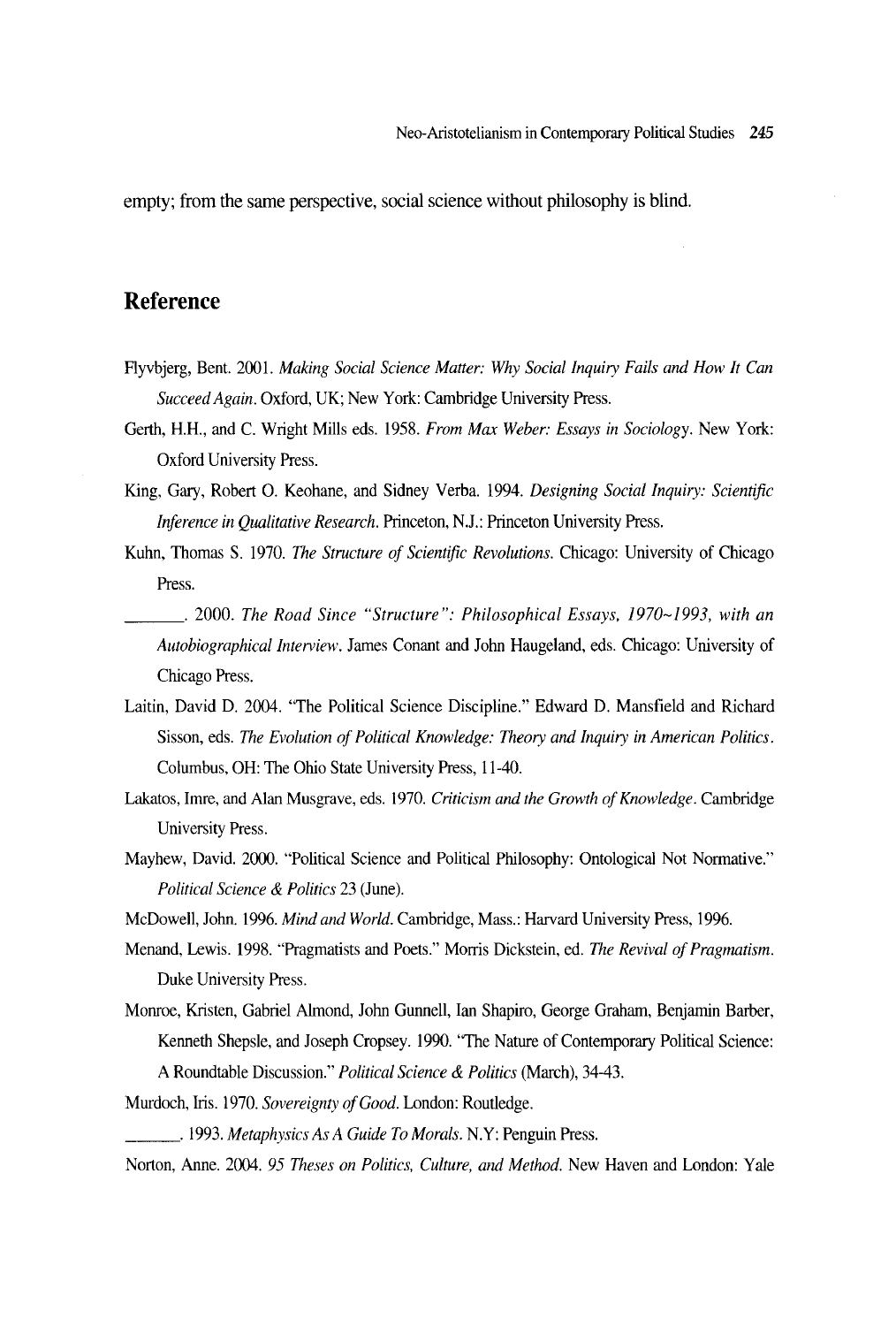empty; from the same perspective, social science without philosophy is blind.

## Reference

Flyvbjerg, Bent. 2001. *Making Social Science Matter: Why Social Inquiry Fails and How It Can Succeed Again*. Oxford, UK; New York: Cambridge University Press.

Gerth, H.H., and C. Wright Mills eds. 1958. *From Max Weber: Essays in Sociology*. New York: Oxford University Press.

King, Gary, Robert O. Keohane, and Sidney Verba. 1994. *Designing Social Inquiry: Scientific Inference in Qualitative Research*. Princeton, N.J.: Princeton University Press.

Kuhn, Thomas S. 1970. *The Structure of Scientific Revolutions*. Chicago: University of Chicago Press.

______. 2000. *The Road Since "Structure": Philosophical Essays, 1970~1993, with an Autobiographical Interview*. James Conant and John Haugeland, eds. Chicago: University of Chicago Press.

Laitin, David D. 2004. "The Political Science Discipline." Edward D. Mansfield and Richard Sisson, eds. *The Evolution of Political Knowledge: Theory and Inquiry in American Politics*. Columbus, OH: The Ohio State University Press, 11-40.

Lakatos, Imre, and Alan Musgrave, eds. 1970. *Criticism and the Growth of Knowledge*. Cambridge University Press.

Mayhew, David. 2000. "Political Science and Political Philosophy: Ontological Not Normative." *Political Science & Politics* 23 (June).

McDowell, John. 1996. *Mind and World*. Cambridge, Mass.: Harvard University Press, 1996.

Menand, Lewis. 1998. "Pragmatists and Poets." Morris Dickstein, ed. *The Revival of Pragmatism*. Duke University Press.

Monroe, Kristen, Gabriel Almond, John Gunnell, Ian Shapiro, George Graham, Benjamin Barber, Kenneth Shepsle, and Joseph Cropsey. 1990. "The Nature of Contemporary Political Science: A Roundtable Discussion." *Political Science & Politics* (March), 34-43.

Murdoch, Iris. 1970. *Sovereignty of Good*. London: Routledge.

______. 1993. *Metaphysics As A Guide To Morals*. N.Y: Penguin Press.

Norton, Anne. 2004. *95 Theses on Politics, Culture, and Method*. New Haven and London: Yale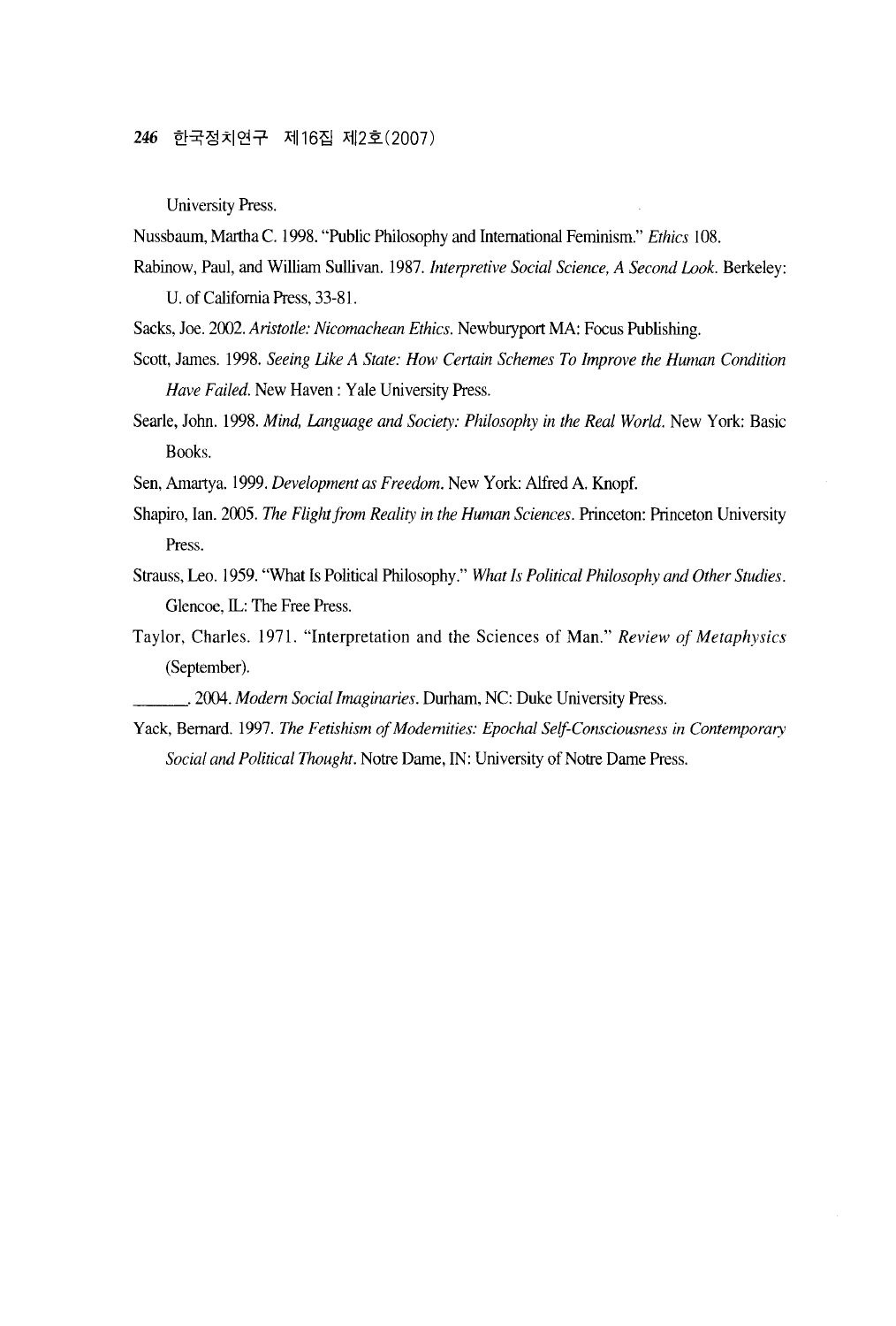University Press.

Nussbaum, Martha C. 1998. "Public Philosophy and International Feminism." *Ethics* 108.

Rabinow, Paul, and William Sullivan. 1987. *Interpretive Social Science, A Second Look*. Berkeley: U. of California Press, 33-81.

Sacks, Joe. 2002. *Aristotle: Nicomachean Ethics*. Newburyport MA: Focus Publishing.

Scott, James. 1998. *Seeing Like A State: How Certain Schemes To Improve the Human Condition Have Failed*. New Haven : Yale University Press.

Searle, John. 1998. *Mind, Language and Society: Philosophy in the Real World*. New York: Basic Books.

Sen, Amartya. 1999. *Development as Freedom*. New York: Alfred A. Knopf.

Shapiro, Ian. 2005. *The Flight from Reality in the Human Sciences*. Princeton: Princeton University Press.

Strauss, Leo. 1959. "What Is Political Philosophy." *What Is Political Philosophy and Other Studies*. Glencoe, IL: The Free Press.

Taylor, Charles. 1971. "Interpretation and the Sciences of Man." *Review of Metaphysics* (September).

______. 2004. *Modern Social Imaginaries*. Durham, NC: Duke University Press.

Yack, Bernard. 1997. *The Fetishism of Modernities: Epochal Self-Consciousness in Contemporary Social and Political Thought*. Notre Dame, IN: University of Notre Dame Press.